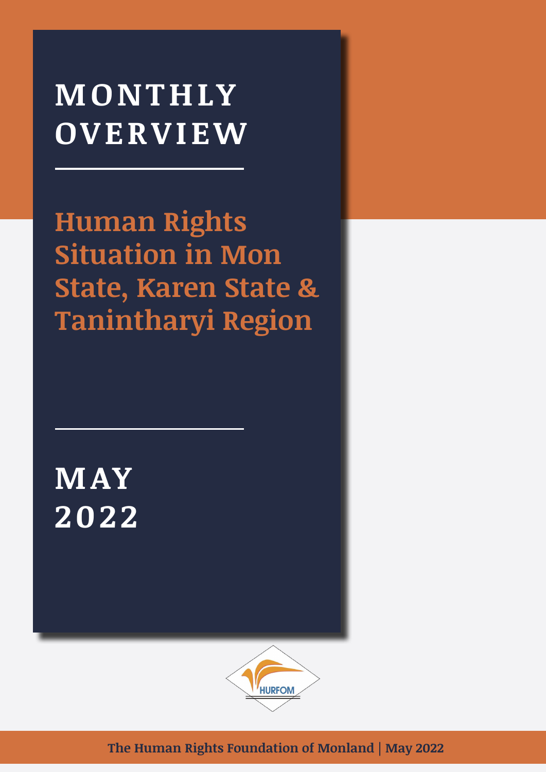# MONTHLY OVERVIEW

## Human Rights Situation in Mon State, Karen State & Tanintharyi Region

## MAY 2022

HURFOM

The Human Rights Foundation of Monland | May 2022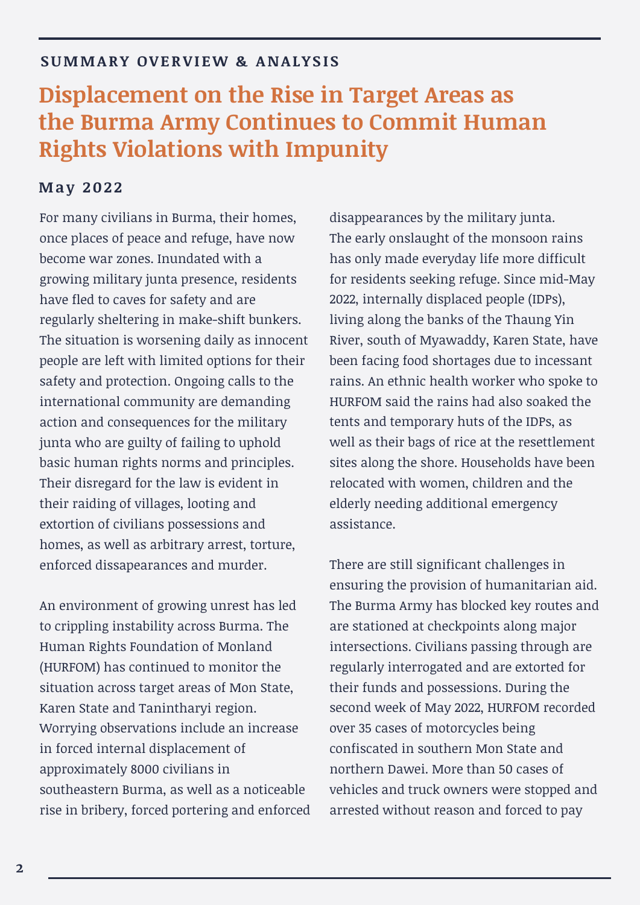## SUMMARY OVERVIEW & ANALYSIS

# Displacement on the Rise in Target Areas as the Burma Army Continues to Commit Human Rights Violations with Impunity

### May 2022

For many civilians in Burma, their homes, once places of peace and refuge, have now become war zones. Inundated with a growing military junta presence, residents have fled to caves for safety and are regularly sheltering in make-shift bunkers. The situation is worsening daily as innocent people are left with limited options for their safety and protection. Ongoing calls to the international community are demanding action and consequences for the military junta who are guilty of failing to uphold basic human rights norms and principles. Their disregard for the law is evident in their raiding of villages, looting and extortion of civilians possessions and homes, as well as arbitrary arrest, torture, enforced dissapearances and murder.

An environment of growing unrest has led to crippling instability across Burma. The Human Rights Foundation of Monland (HURFOM) has continued to monitor the situation across target areas of Mon State, Karen State and Tanintharyi region. Worrying observations include an increase in forced internal displacement of approximately 8000 civilians in southeastern Burma, as well as a noticeable rise in bribery, forced portering and enforced disappearances by the military junta. The early onslaught of the monsoon rains has only made everyday life more difficult for residents seeking refuge. Since mid-May 2022, internally displaced people (IDPs), living along the banks of the Thaung Yin River, south of Myawaddy, Karen State, have been facing food shortages due to incessant rains. An ethnic health worker who spoke to HURFOM said the rains had also soaked the tents and temporary huts of the IDPs, as well as their bags of rice at the resettlement sites along the shore. Households have been relocated with women, children and the elderly needing additional emergency assistance.

There are still significant challenges in ensuring the provision of humanitarian aid. The Burma Army has blocked key routes and are stationed at checkpoints along major intersections. Civilians passing through are regularly interrogated and are extorted for their funds and possessions. During the second week of May 2022, HURFOM recorded over 35 cases of motorcycles being confiscated in southern Mon State and northern Dawei. More than 50 cases of vehicles and truck owners were stopped and arrested without reason and forced to pay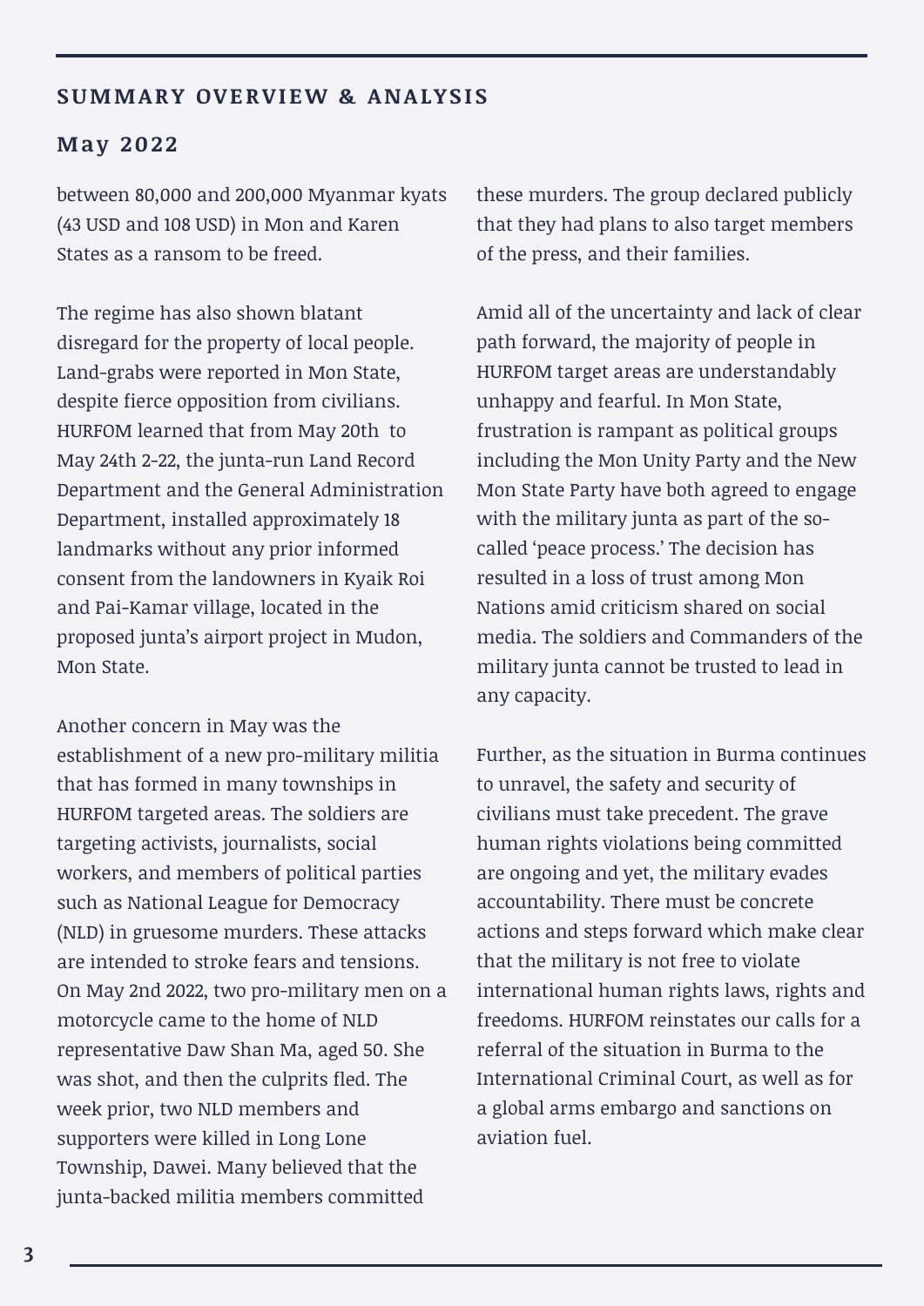## SUMMARY OVERVIEW & ANALYSIS

### May 2022

between 80,000 and 200,000 Myanmar kyats (43 USD and 108 USD) in Mon and Karen States as a ransom to be freed.

The regime has also shown blatant disregard for the property of local people. Land-grabs were reported in Mon State, despite fierce opposition from civilians. HURFOM learned that from May 20th to May 24th 2-22, the junta-run Land Record Department and the General Administration Department, installed approximately 18 landmarks without any prior informed consent from the landowners in Kyaik Roi and Pai-Kamar village, located in the proposed junta's airport project in Mudon, Mon State.

Another concern in May was the establishment of a new pro-military militia that has formed in many townships in HURFOM targeted areas. The soldiers are targeting activists, journalists, social workers, and members of political parties such as National League for Democracy (NLD) in gruesome murders. These attacks are intended to stroke fears and tensions. On May 2nd 2022, two pro-military men on a motorcycle came to the home of NLD representative Daw Shan Ma, aged 50. She was shot, and then the culprits fled. The week prior, two NLD members and supporters were killed in Long Lone Township, Dawei. Many believed that the junta-backed militia members committed these murders. The group declared publicly that they had plans to also target members of the press, and their families.

Amid all of the uncertainty and lack of clear path forward, the majority of people in HURFOM target areas are understandably unhappy and fearful. In Mon State, frustration is rampant as political groups including the Mon Unity Party and the New Mon State Party have both agreed to engage with the military junta as part of the so-called 'peace process.' The decision has resulted in a loss of trust among Mon Nations amid criticism shared on social media. The soldiers and Commanders of the military junta cannot be trusted to lead in any capacity.

Further, as the situation in Burma continues to unravel, the safety and security of civilians must take precedent. The grave human rights violations being committed are ongoing and yet, the military evades accountability. There must be concrete actions and steps forward which make clear that the military is not free to violate international human rights laws, rights and freedoms. HURFOM reinstates our calls for a referral of the situation in Burma to the International Criminal Court, as well as for a global arms embargo and sanctions on aviation fuel.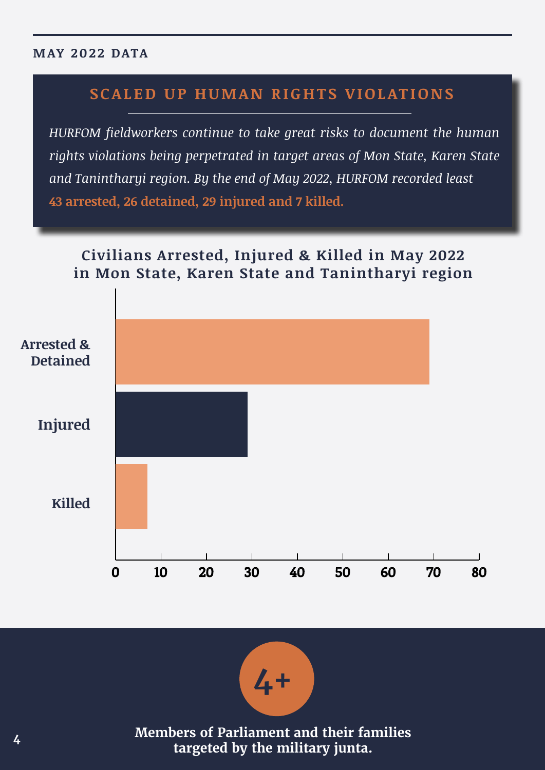MAY 2022 DATA

## SCALED UP HUMAN RIGHTS VIOLATIONS

*HURFOM fieldworkers continue to take great risks to document the human rights violations being perpetrated in target areas of Mon State, Karen State and Tanintharyi region. By the end of May 2022, HURFOM recorded least* **43 arrested, 26 detained, 29 injured and 7 killed.**

### Civilians Arrested, Injured & Killed in May 2022 in Mon State, Karen State and Tanintharyi region

| Category | Number |
|---|---|
| Arrested & Detained | 69 |
| Injured | 29 |
| Killed | 7 |

**4+**

**Members of Parliament and their families targeted by the military junta.**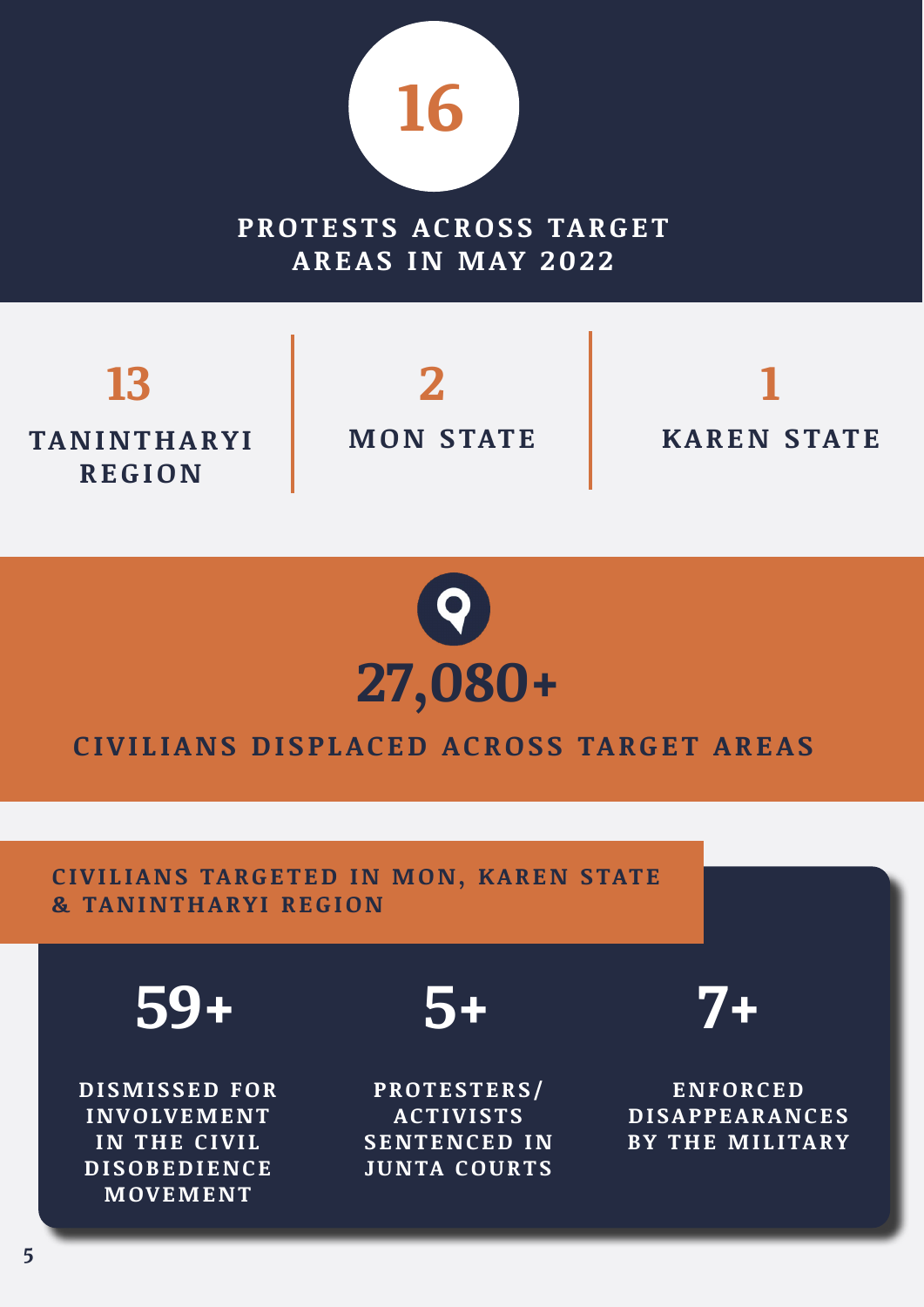# 16

## PROTESTS ACROSS TARGET AREAS IN MAY 2022

**13**
TANINTHARYI REGION

**2**
MON STATE

**1**
KAREN STATE

# 27,080+

## CIVILIANS DISPLACED ACROSS TARGET AREAS

## CIVILIANS TARGETED IN MON, KAREN STATE & TANINTHARYI REGION

**59+**
DISMISSED FOR INVOLVEMENT IN THE CIVIL DISOBEDIENCE MOVEMENT

**5+**
PROTESTERS/ ACTIVISTS SENTENCED IN JUNTA COURTS

**7+**
ENFORCED DISAPPEARANCES BY THE MILITARY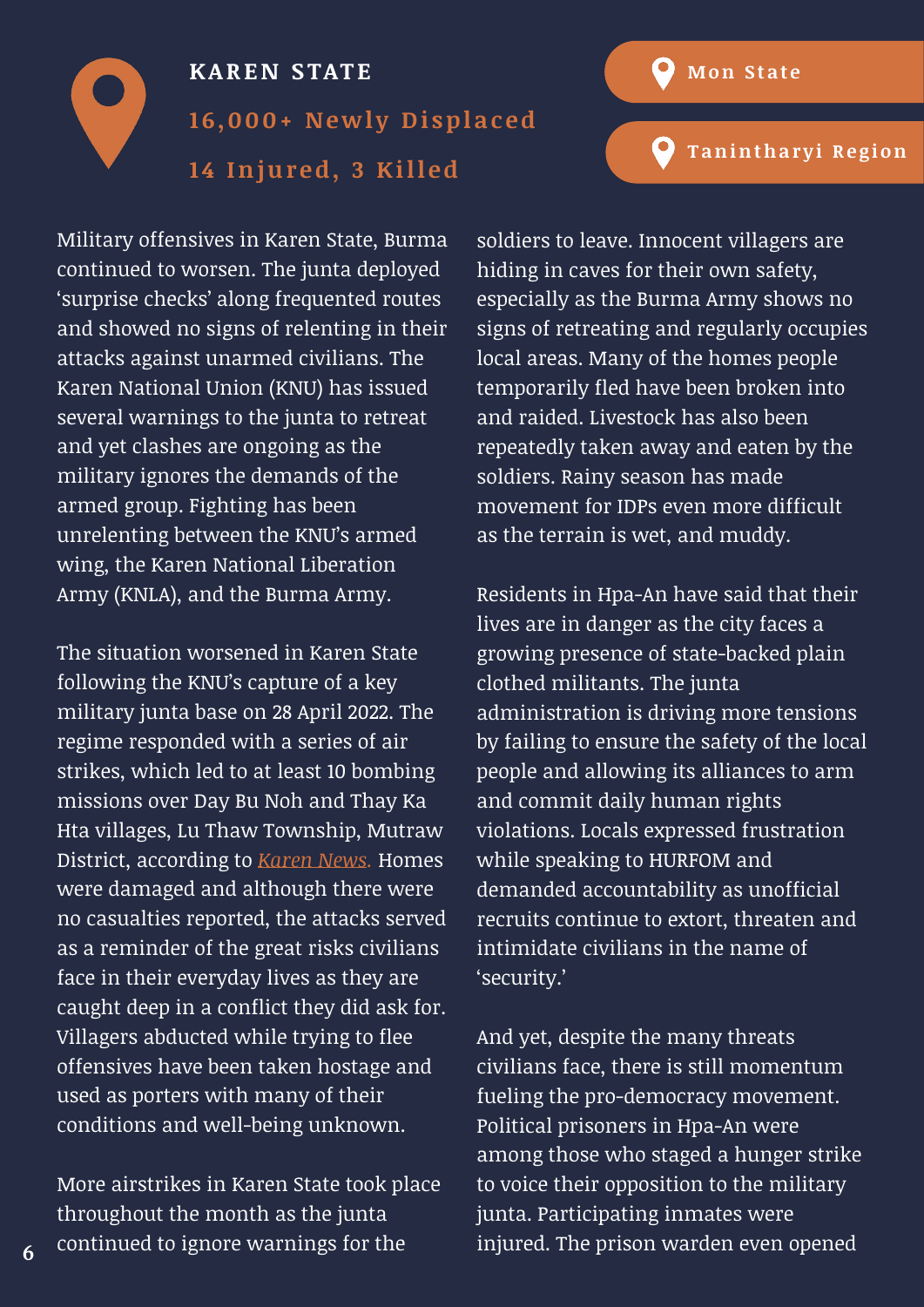## KAREN STATE

### 16,000+ Newly Displaced

### 14 Injured, 3 Killed

Mon State

Tanintharyi Region

Military offensives in Karen State, Burma continued to worsen. The junta deployed 'surprise checks' along frequented routes and showed no signs of relenting in their attacks against unarmed civilians. The Karen National Union (KNU) has issued several warnings to the junta to retreat and yet clashes are ongoing as the military ignores the demands of the armed group. Fighting has been unrelenting between the KNU's armed wing, the Karen National Liberation Army (KNLA), and the Burma Army.

The situation worsened in Karen State following the KNU's capture of a key military junta base on 28 April 2022. The regime responded with a series of air strikes, which led to at least 10 bombing missions over Day Bu Noh and Thay Ka Hta villages, Lu Thaw Township, Mutraw District, according to *Karen News.* Homes were damaged and although there were no casualties reported, the attacks served as a reminder of the great risks civilians face in their everyday lives as they are caught deep in a conflict they did ask for. Villagers abducted while trying to flee offensives have been taken hostage and used as porters with many of their conditions and well-being unknown.

More airstrikes in Karen State took place throughout the month as the junta continued to ignore warnings for the soldiers to leave. Innocent villagers are hiding in caves for their own safety, especially as the Burma Army shows no signs of retreating and regularly occupies local areas. Many of the homes people temporarily fled have been broken into and raided. Livestock has also been repeatedly taken away and eaten by the soldiers. Rainy season has made movement for IDPs even more difficult as the terrain is wet, and muddy.

Residents in Hpa-An have said that their lives are in danger as the city faces a growing presence of state-backed plain clothed militants. The junta administration is driving more tensions by failing to ensure the safety of the local people and allowing its alliances to arm and commit daily human rights violations. Locals expressed frustration while speaking to HURFOM and demanded accountability as unofficial recruits continue to extort, threaten and intimidate civilians in the name of 'security.'

And yet, despite the many threats civilians face, there is still momentum fueling the pro-democracy movement. Political prisoners in Hpa-An were among those who staged a hunger strike to voice their opposition to the military junta. Participating inmates were injured. The prison warden even opened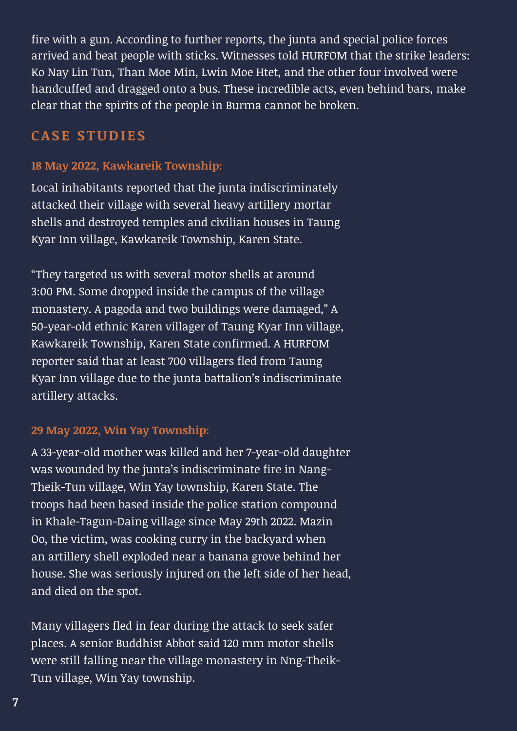fire with a gun. According to further reports, the junta and special police forces arrived and beat people with sticks. Witnesses told HURFOM that the strike leaders: Ko Nay Lin Tun, Than Moe Min, Lwin Moe Htet, and the other four involved were handcuffed and dragged onto a bus. These incredible acts, even behind bars, make clear that the spirits of the people in Burma cannot be broken.

## CASE STUDIES

### 18 May 2022, Kawkareik Township:

Local inhabitants reported that the junta indiscriminately attacked their village with several heavy artillery mortar shells and destroyed temples and civilian houses in Taung Kyar Inn village, Kawkareik Township, Karen State.

"They targeted us with several motor shells at around 3:00 PM. Some dropped inside the campus of the village monastery. A pagoda and two buildings were damaged," A 50-year-old ethnic Karen villager of Taung Kyar Inn village, Kawkareik Township, Karen State confirmed. A HURFOM reporter said that at least 700 villagers fled from Taung Kyar Inn village due to the junta battalion's indiscriminate artillery attacks.

### 29 May 2022, Win Yay Township:

A 33-year-old mother was killed and her 7-year-old daughter was wounded by the junta's indiscriminate fire in Nang-Theik-Tun village, Win Yay township, Karen State. The troops had been based inside the police station compound in Khale-Tagun-Daing village since May 29th 2022. Mazin Oo, the victim, was cooking curry in the backyard when an artillery shell exploded near a banana grove behind her house. She was seriously injured on the left side of her head, and died on the spot.

Many villagers fled in fear during the attack to seek safer places. A senior Buddhist Abbot said 120 mm motor shells were still falling near the village monastery in Nng-Theik-Tun village, Win Yay township.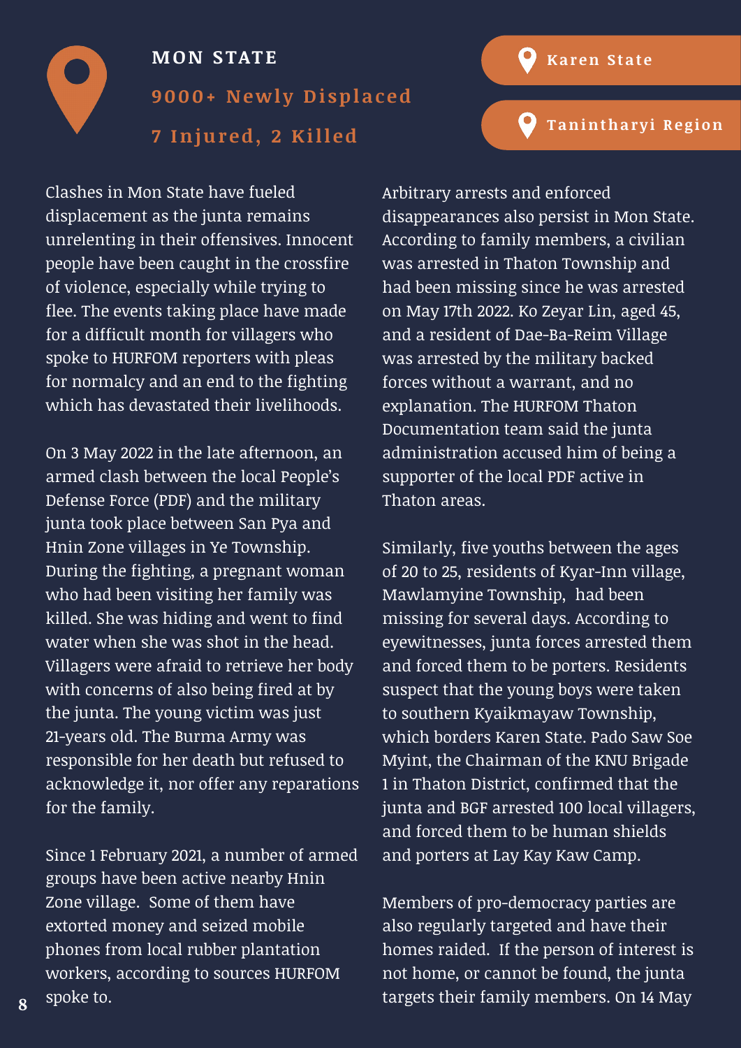## MON STATE

### 9000+ Newly Displaced

### 7 Injured, 2 Killed

Karen State

Tanintharyi Region

Clashes in Mon State have fueled displacement as the junta remains unrelenting in their offensives. Innocent people have been caught in the crossfire of violence, especially while trying to flee. The events taking place have made for a difficult month for villagers who spoke to HURFOM reporters with pleas for normalcy and an end to the fighting which has devastated their livelihoods.

On 3 May 2022 in the late afternoon, an armed clash between the local People's Defense Force (PDF) and the military junta took place between San Pya and Hnin Zone villages in Ye Township. During the fighting, a pregnant woman who had been visiting her family was killed. She was hiding and went to find water when she was shot in the head. Villagers were afraid to retrieve her body with concerns of also being fired at by the junta. The young victim was just 21-years old. The Burma Army was responsible for her death but refused to acknowledge it, nor offer any reparations for the family.

Since 1 February 2021, a number of armed groups have been active nearby Hnin Zone village. Some of them have extorted money and seized mobile phones from local rubber plantation workers, according to sources HURFOM spoke to.

Arbitrary arrests and enforced disappearances also persist in Mon State. According to family members, a civilian was arrested in Thaton Township and had been missing since he was arrested on May 17th 2022. Ko Zeyar Lin, aged 45, and a resident of Dae-Ba-Reim Village was arrested by the military backed forces without a warrant, and no explanation. The HURFOM Thaton Documentation team said the junta administration accused him of being a supporter of the local PDF active in Thaton areas.

Similarly, five youths between the ages of 20 to 25, residents of Kyar-Inn village, Mawlamyine Township, had been missing for several days. According to eyewitnesses, junta forces arrested them and forced them to be porters. Residents suspect that the young boys were taken to southern Kyaikmayaw Township, which borders Karen State. Pado Saw Soe Myint, the Chairman of the KNU Brigade 1 in Thaton District, confirmed that the junta and BGF arrested 100 local villagers, and forced them to be human shields and porters at Lay Kay Kaw Camp.

Members of pro-democracy parties are also regularly targeted and have their homes raided. If the person of interest is not home, or cannot be found, the junta targets their family members. On 14 May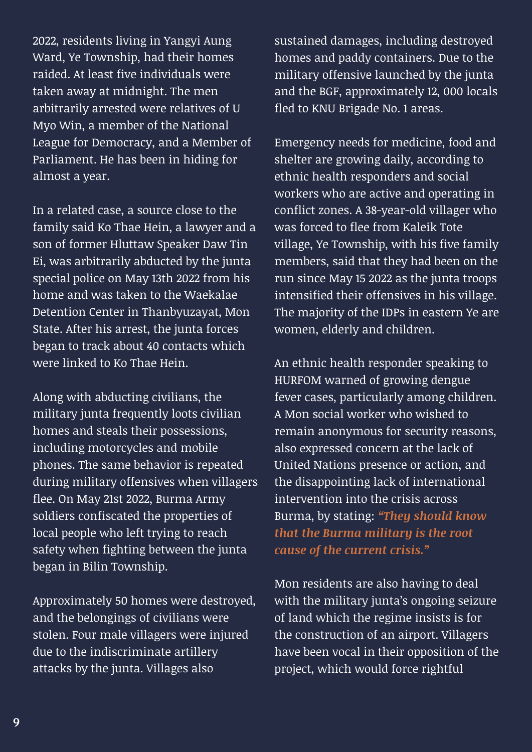2022, residents living in Yangyi Aung Ward, Ye Township, had their homes raided. At least five individuals were taken away at midnight. The men arbitrarily arrested were relatives of U Myo Win, a member of the National League for Democracy, and a Member of Parliament. He has been in hiding for almost a year.

In a related case, a source close to the family said Ko Thae Hein, a lawyer and a son of former Hluttaw Speaker Daw Tin Ei, was arbitrarily abducted by the junta special police on May 13th 2022 from his home and was taken to the Waekalae Detention Center in Thanbyuzayat, Mon State. After his arrest, the junta forces began to track about 40 contacts which were linked to Ko Thae Hein.

Along with abducting civilians, the military junta frequently loots civilian homes and steals their possessions, including motorcycles and mobile phones. The same behavior is repeated during military offensives when villagers flee. On May 21st 2022, Burma Army soldiers confiscated the properties of local people who left trying to reach safety when fighting between the junta began in Bilin Township.

Approximately 50 homes were destroyed, and the belongings of civilians were stolen. Four male villagers were injured due to the indiscriminate artillery attacks by the junta. Villages also sustained damages, including destroyed homes and paddy containers. Due to the military offensive launched by the junta and the BGF, approximately 12, 000 locals fled to KNU Brigade No. 1 areas.

Emergency needs for medicine, food and shelter are growing daily, according to ethnic health responders and social workers who are active and operating in conflict zones. A 38-year-old villager who was forced to flee from Kaleik Tote village, Ye Township, with his five family members, said that they had been on the run since May 15 2022 as the junta troops intensified their offensives in his village. The majority of the IDPs in eastern Ye are women, elderly and children.

An ethnic health responder speaking to HURFOM warned of growing dengue fever cases, particularly among children. A Mon social worker who wished to remain anonymous for security reasons, also expressed concern at the lack of United Nations presence or action, and the disappointing lack of international intervention into the crisis across Burma, by stating: ***"They should know that the Burma military is the root cause of the current crisis."***

Mon residents are also having to deal with the military junta's ongoing seizure of land which the regime insists is for the construction of an airport. Villagers have been vocal in their opposition of the project, which would force rightful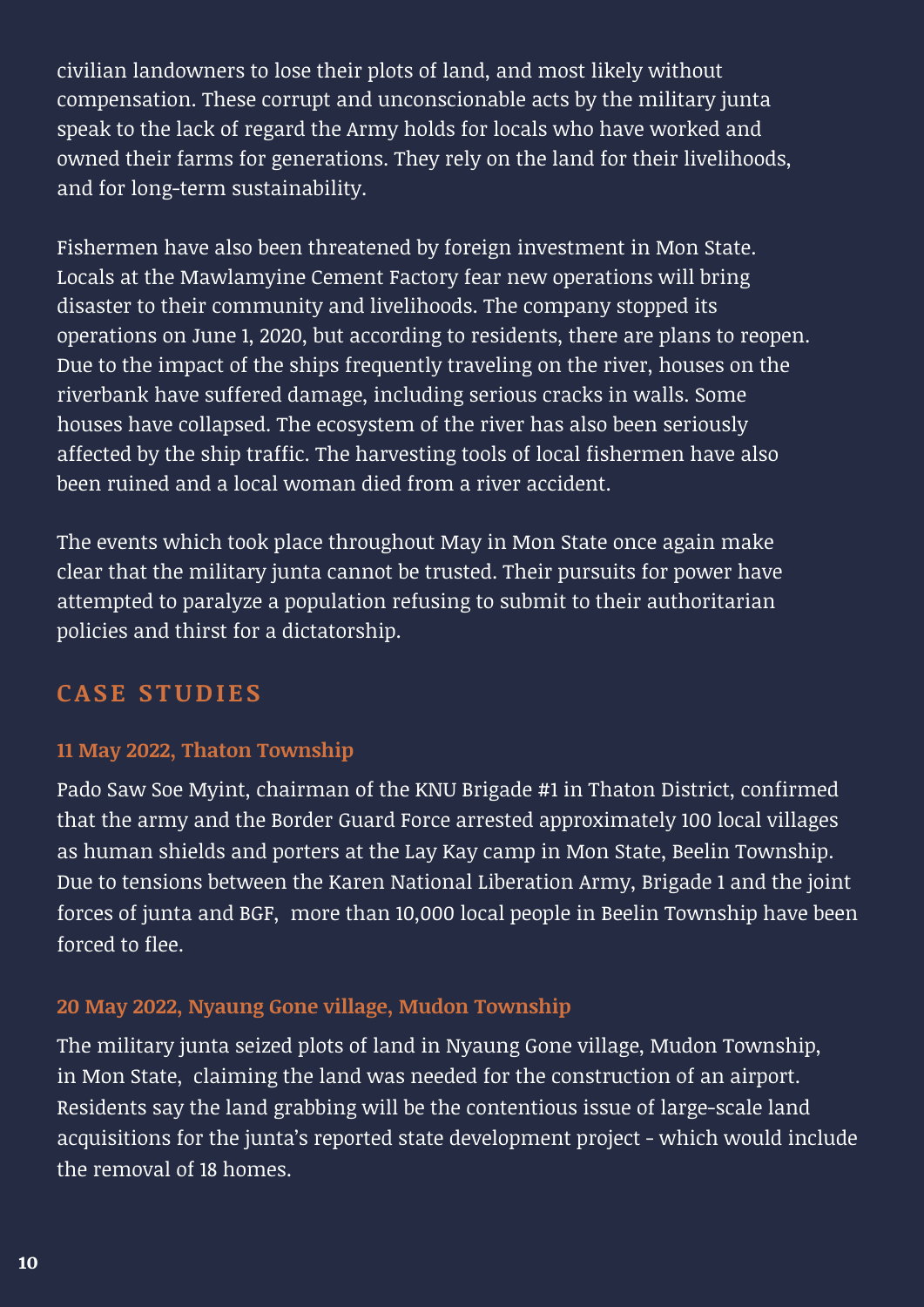civilian landowners to lose their plots of land, and most likely without compensation. These corrupt and unconscionable acts by the military junta speak to the lack of regard the Army holds for locals who have worked and owned their farms for generations. They rely on the land for their livelihoods, and for long-term sustainability.

Fishermen have also been threatened by foreign investment in Mon State. Locals at the Mawlamyine Cement Factory fear new operations will bring disaster to their community and livelihoods. The company stopped its operations on June 1, 2020, but according to residents, there are plans to reopen. Due to the impact of the ships frequently traveling on the river, houses on the riverbank have suffered damage, including serious cracks in walls. Some houses have collapsed. The ecosystem of the river has also been seriously affected by the ship traffic. The harvesting tools of local fishermen have also been ruined and a local woman died from a river accident.

The events which took place throughout May in Mon State once again make clear that the military junta cannot be trusted. Their pursuits for power have attempted to paralyze a population refusing to submit to their authoritarian policies and thirst for a dictatorship.

## CASE STUDIES

### 11 May 2022, Thaton Township

Pado Saw Soe Myint, chairman of the KNU Brigade #1 in Thaton District, confirmed that the army and the Border Guard Force arrested approximately 100 local villages as human shields and porters at the Lay Kay camp in Mon State, Beelin Township. Due to tensions between the Karen National Liberation Army, Brigade 1 and the joint forces of junta and BGF, more than 10,000 local people in Beelin Township have been forced to flee.

### 20 May 2022, Nyaung Gone village, Mudon Township

The military junta seized plots of land in Nyaung Gone village, Mudon Township, in Mon State, claiming the land was needed for the construction of an airport. Residents say the land grabbing will be the contentious issue of large-scale land acquisitions for the junta's reported state development project - which would include the removal of 18 homes.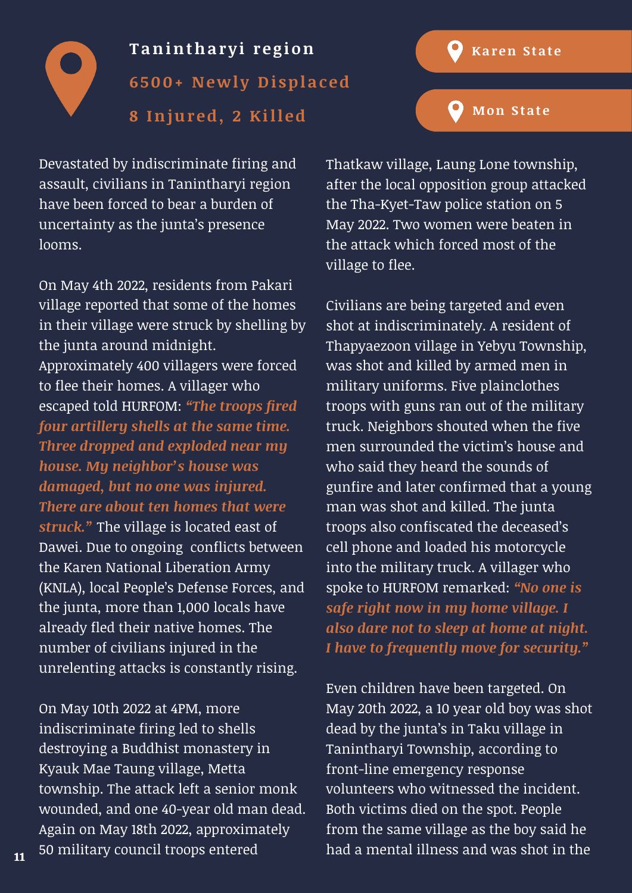## Tanintharyi region

### 6500+ Newly Displaced

### 8 Injured, 2 Killed

Karen State

Mon State

Devastated by indiscriminate firing and assault, civilians in Tanintharyi region have been forced to bear a burden of uncertainty as the junta's presence looms.

On May 4th 2022, residents from Pakari village reported that some of the homes in their village were struck by shelling by the junta around midnight. Approximately 400 villagers were forced to flee their homes. A villager who escaped told HURFOM: ***"The troops fired four artillery shells at the same time. Three dropped and exploded near my house. My neighbor's house was damaged, but no one was injured. There are about ten homes that were struck."*** The village is located east of Dawei. Due to ongoing conflicts between the Karen National Liberation Army (KNLA), local People's Defense Forces, and the junta, more than 1,000 locals have already fled their native homes. The number of civilians injured in the unrelenting attacks is constantly rising.

On May 10th 2022 at 4PM, more indiscriminate firing led to shells destroying a Buddhist monastery in Kyauk Mae Taung village, Metta township. The attack left a senior monk wounded, and one 40-year old man dead. Again on May 18th 2022, approximately 50 military council troops entered Thatkaw village, Laung Lone township, after the local opposition group attacked the Tha-Kyet-Taw police station on 5 May 2022. Two women were beaten in the attack which forced most of the village to flee.

Civilians are being targeted and even shot at indiscriminately. A resident of Thapyaezoon village in Yebyu Township, was shot and killed by armed men in military uniforms. Five plainclothes troops with guns ran out of the military truck. Neighbors shouted when the five men surrounded the victim's house and who said they heard the sounds of gunfire and later confirmed that a young man was shot and killed. The junta troops also confiscated the deceased's cell phone and loaded his motorcycle into the military truck. A villager who spoke to HURFOM remarked: ***"No one is safe right now in my home village. I also dare not to sleep at home at night. I have to frequently move for security."***

Even children have been targeted. On May 20th 2022, a 10 year old boy was shot dead by the junta's in Taku village in Tanintharyi Township, according to front-line emergency response volunteers who witnessed the incident. Both victims died on the spot. People from the same village as the boy said he had a mental illness and was shot in the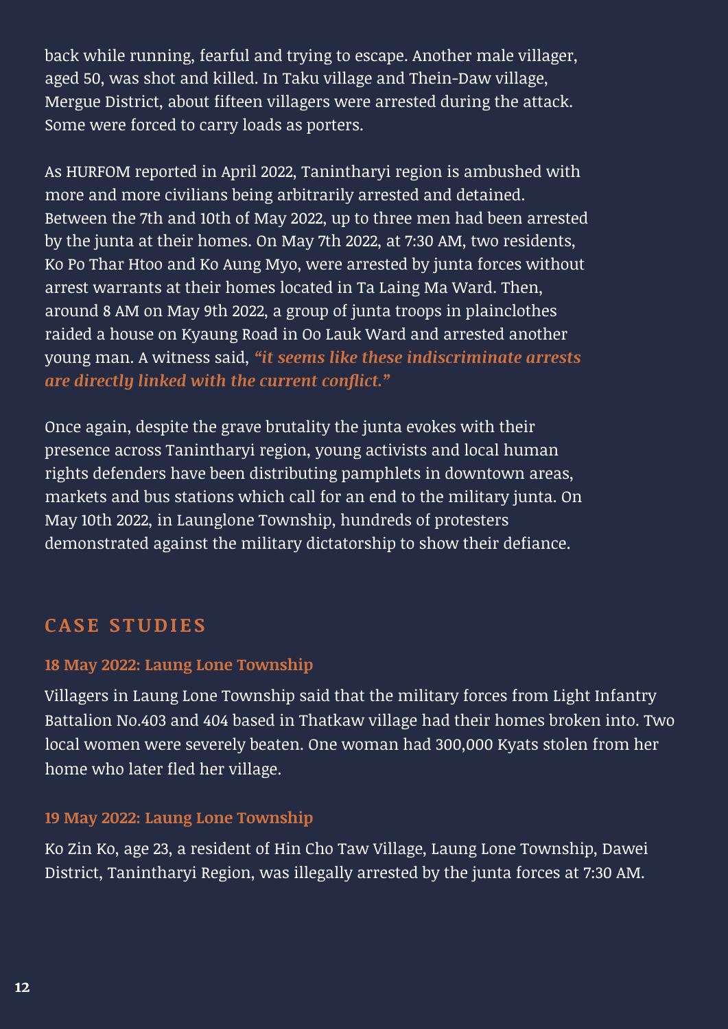back while running, fearful and trying to escape. Another male villager, aged 50, was shot and killed. In Taku village and Thein-Daw village, Mergue District, about fifteen villagers were arrested during the attack. Some were forced to carry loads as porters.

As HURFOM reported in April 2022, Tanintharyi region is ambushed with more and more civilians being arbitrarily arrested and detained. Between the 7th and 10th of May 2022, up to three men had been arrested by the junta at their homes. On May 7th 2022, at 7:30 AM, two residents, Ko Po Thar Htoo and Ko Aung Myo, were arrested by junta forces without arrest warrants at their homes located in Ta Laing Ma Ward. Then, around 8 AM on May 9th 2022, a group of junta troops in plainclothes raided a house on Kyaung Road in Oo Lauk Ward and arrested another young man. A witness said, ***"it seems like these indiscriminate arrests are directly linked with the current conflict."***

Once again, despite the grave brutality the junta evokes with their presence across Tanintharyi region, young activists and local human rights defenders have been distributing pamphlets in downtown areas, markets and bus stations which call for an end to the military junta. On May 10th 2022, in Launglone Township, hundreds of protesters demonstrated against the military dictatorship to show their defiance.

## CASE STUDIES

### 18 May 2022: Laung Lone Township

Villagers in Laung Lone Township said that the military forces from Light Infantry Battalion No.403 and 404 based in Thatkaw village had their homes broken into. Two local women were severely beaten. One woman had 300,000 Kyats stolen from her home who later fled her village.

### 19 May 2022: Laung Lone Township

Ko Zin Ko, age 23, a resident of Hin Cho Taw Village, Laung Lone Township, Dawei District, Tanintharyi Region, was illegally arrested by the junta forces at 7:30 AM.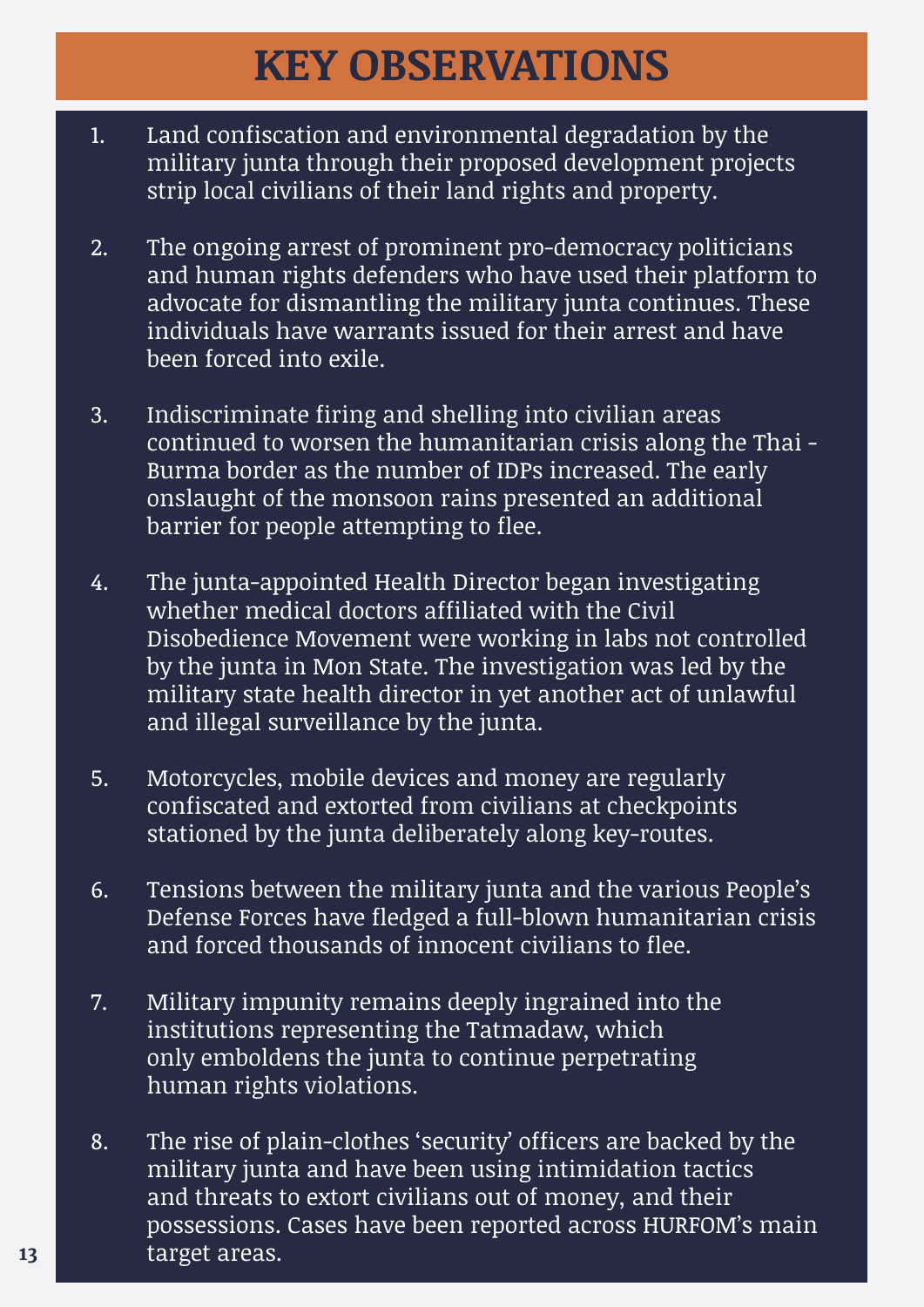# KEY OBSERVATIONS

1. Land confiscation and environmental degradation by the military junta through their proposed development projects strip local civilians of their land rights and property.

2. The ongoing arrest of prominent pro-democracy politicians and human rights defenders who have used their platform to advocate for dismantling the military junta continues. These individuals have warrants issued for their arrest and have been forced into exile.

3. Indiscriminate firing and shelling into civilian areas continued to worsen the humanitarian crisis along the Thai - Burma border as the number of IDPs increased. The early onslaught of the monsoon rains presented an additional barrier for people attempting to flee.

4. The junta-appointed Health Director began investigating whether medical doctors affiliated with the Civil Disobedience Movement were working in labs not controlled by the junta in Mon State. The investigation was led by the military state health director in yet another act of unlawful and illegal surveillance by the junta.

5. Motorcycles, mobile devices and money are regularly confiscated and extorted from civilians at checkpoints stationed by the junta deliberately along key-routes.

6. Tensions between the military junta and the various People's Defense Forces have fledged a full-blown humanitarian crisis and forced thousands of innocent civilians to flee.

7. Military impunity remains deeply ingrained into the institutions representing the Tatmadaw, which only emboldens the junta to continue perpetrating human rights violations.

8. The rise of plain-clothes 'security' officers are backed by the military junta and have been using intimidation tactics and threats to extort civilians out of money, and their possessions. Cases have been reported across HURFOM's main target areas.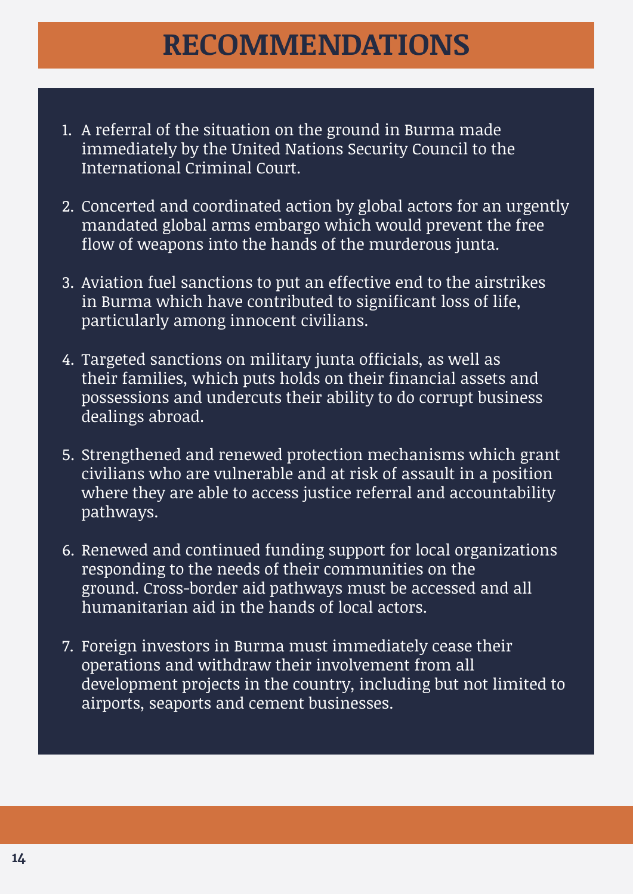# RECOMMENDATIONS

1. A referral of the situation on the ground in Burma made immediately by the United Nations Security Council to the International Criminal Court.

2. Concerted and coordinated action by global actors for an urgently mandated global arms embargo which would prevent the free flow of weapons into the hands of the murderous junta.

3. Aviation fuel sanctions to put an effective end to the airstrikes in Burma which have contributed to significant loss of life, particularly among innocent civilians.

4. Targeted sanctions on military junta officials, as well as their families, which puts holds on their financial assets and possessions and undercuts their ability to do corrupt business dealings abroad.

5. Strengthened and renewed protection mechanisms which grant civilians who are vulnerable and at risk of assault in a position where they are able to access justice referral and accountability pathways.

6. Renewed and continued funding support for local organizations responding to the needs of their communities on the ground. Cross-border aid pathways must be accessed and all humanitarian aid in the hands of local actors.

7. Foreign investors in Burma must immediately cease their operations and withdraw their involvement from all development projects in the country, including but not limited to airports, seaports and cement businesses.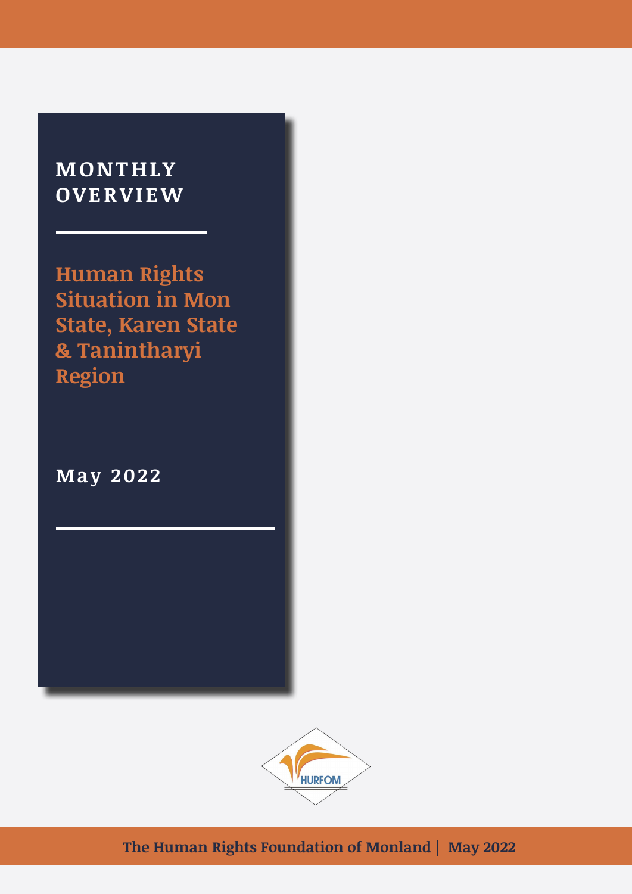# MONTHLY OVERVIEW

## Human Rights Situation in Mon State, Karen State & Tanintharyi Region

**May 2022**

HURFOM

The Human Rights Foundation of Monland | May 2022